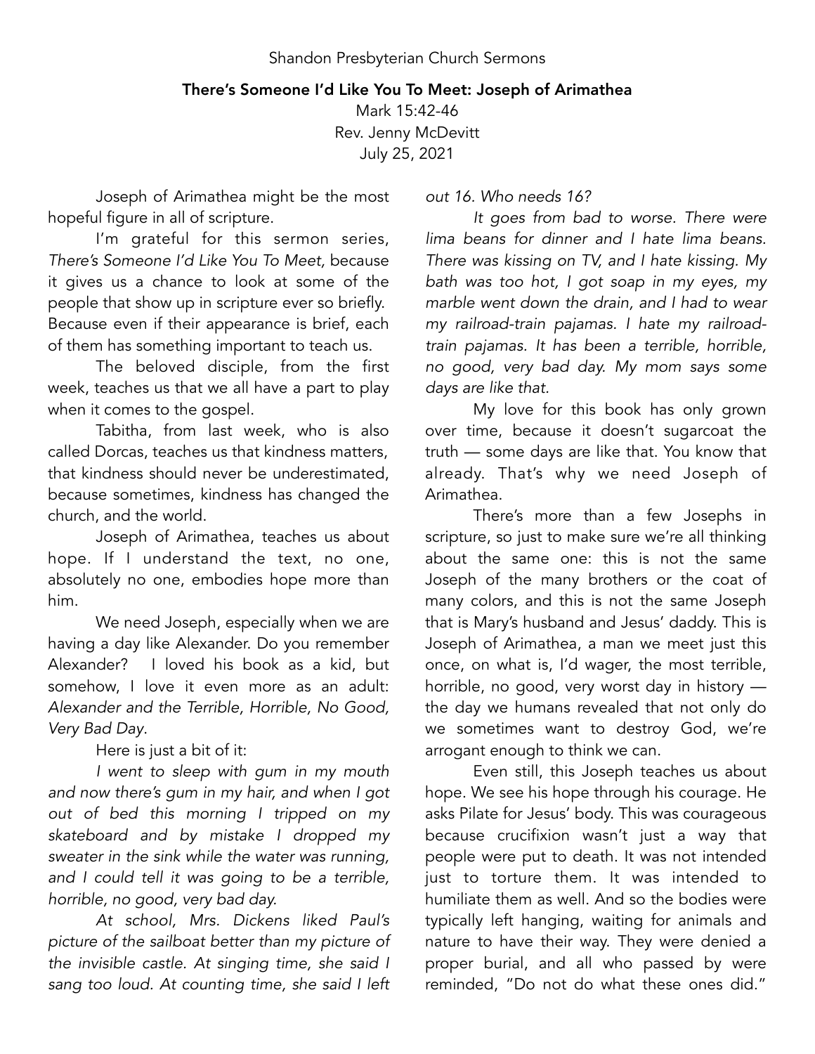Shandon Presbyterian Church Sermons

# There's Someone I'd Like You To Meet: Joseph of Arimathea

Mark 15:42-46
Rev. Jenny McDevitt
July 25, 2021

Joseph of Arimathea might be the most hopeful figure in all of scripture.

I'm grateful for this sermon series, *There's Someone I'd Like You To Meet,* because it gives us a chance to look at some of the people that show up in scripture ever so briefly. Because even if their appearance is brief, each of them has something important to teach us.

The beloved disciple, from the first week, teaches us that we all have a part to play when it comes to the gospel.

Tabitha, from last week, who is also called Dorcas, teaches us that kindness matters, that kindness should never be underestimated, because sometimes, kindness has changed the church, and the world.

Joseph of Arimathea, teaches us about hope. If I understand the text, no one, absolutely no one, embodies hope more than him.

We need Joseph, especially when we are having a day like Alexander. Do you remember Alexander? I loved his book as a kid, but somehow, I love it even more as an adult: *Alexander and the Terrible, Horrible, No Good, Very Bad Day*.

Here is just a bit of it:

*I went to sleep with gum in my mouth and now there's gum in my hair, and when I got out of bed this morning I tripped on my skateboard and by mistake I dropped my sweater in the sink while the water was running, and I could tell it was going to be a terrible, horrible, no good, very bad day.*

*At school, Mrs. Dickens liked Paul's picture of the sailboat better than my picture of the invisible castle. At singing time, she said I sang too loud. At counting time, she said I left out 16. Who needs 16?*

*It goes from bad to worse. There were lima beans for dinner and I hate lima beans. There was kissing on TV, and I hate kissing. My bath was too hot, I got soap in my eyes, my marble went down the drain, and I had to wear my railroad-train pajamas. I hate my railroad-train pajamas. It has been a terrible, horrible, no good, very bad day. My mom says some days are like that.*

My love for this book has only grown over time, because it doesn't sugarcoat the truth — some days are like that. You know that already. That's why we need Joseph of Arimathea.

There's more than a few Josephs in scripture, so just to make sure we're all thinking about the same one: this is not the same Joseph of the many brothers or the coat of many colors, and this is not the same Joseph that is Mary's husband and Jesus' daddy. This is Joseph of Arimathea, a man we meet just this once, on what is, I'd wager, the most terrible, horrible, no good, very worst day in history — the day we humans revealed that not only do we sometimes want to destroy God, we're arrogant enough to think we can.

Even still, this Joseph teaches us about hope. We see his hope through his courage. He asks Pilate for Jesus' body. This was courageous because crucifixion wasn't just a way that people were put to death. It was not intended just to torture them. It was intended to humiliate them as well. And so the bodies were typically left hanging, waiting for animals and nature to have their way. They were denied a proper burial, and all who passed by were reminded, "Do not do what these ones did."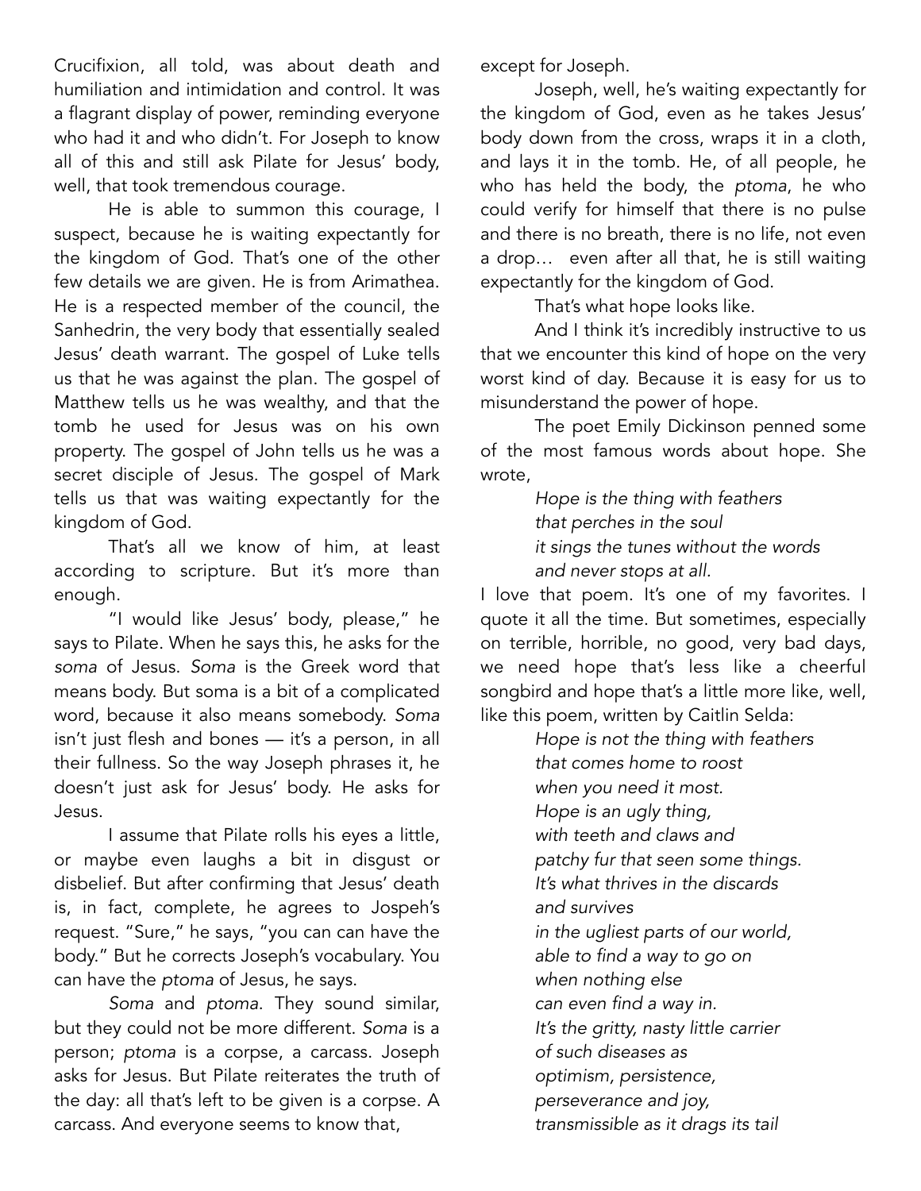Crucifixion, all told, was about death and humiliation and intimidation and control. It was a flagrant display of power, reminding everyone who had it and who didn't. For Joseph to know all of this and still ask Pilate for Jesus' body, well, that took tremendous courage.

He is able to summon this courage, I suspect, because he is waiting expectantly for the kingdom of God. That's one of the other few details we are given. He is from Arimathea. He is a respected member of the council, the Sanhedrin, the very body that essentially sealed Jesus' death warrant. The gospel of Luke tells us that he was against the plan. The gospel of Matthew tells us he was wealthy, and that the tomb he used for Jesus was on his own property. The gospel of John tells us he was a secret disciple of Jesus. The gospel of Mark tells us that was waiting expectantly for the kingdom of God.

That's all we know of him, at least according to scripture. But it's more than enough.

"I would like Jesus' body, please," he says to Pilate. When he says this, he asks for the *soma* of Jesus. *Soma* is the Greek word that means body. But soma is a bit of a complicated word, because it also means somebody. *Soma* isn't just flesh and bones — it's a person, in all their fullness. So the way Joseph phrases it, he doesn't just ask for Jesus' body. He asks for Jesus.

I assume that Pilate rolls his eyes a little, or maybe even laughs a bit in disgust or disbelief. But after confirming that Jesus' death is, in fact, complete, he agrees to Jospeh's request. "Sure," he says, "you can can have the body." But he corrects Joseph's vocabulary. You can have the *ptoma* of Jesus, he says.

*Soma* and *ptoma.* They sound similar, but they could not be more different. *Soma* is a person; *ptoma* is a corpse, a carcass. Joseph asks for Jesus. But Pilate reiterates the truth of the day: all that's left to be given is a corpse. A carcass. And everyone seems to know that, except for Joseph.

Joseph, well, he's waiting expectantly for the kingdom of God, even as he takes Jesus' body down from the cross, wraps it in a cloth, and lays it in the tomb. He, of all people, he who has held the body, the *ptoma*, he who could verify for himself that there is no pulse and there is no breath, there is no life, not even a drop… even after all that, he is still waiting expectantly for the kingdom of God.

That's what hope looks like.

And I think it's incredibly instructive to us that we encounter this kind of hope on the very worst kind of day. Because it is easy for us to misunderstand the power of hope.

The poet Emily Dickinson penned some of the most famous words about hope. She wrote,

> *Hope is the thing with feathers*
> *that perches in the soul*
> *it sings the tunes without the words*
> *and never stops at all.*

I love that poem. It's one of my favorites. I quote it all the time. But sometimes, especially on terrible, horrible, no good, very bad days, we need hope that's less like a cheerful songbird and hope that's a little more like, well, like this poem, written by Caitlin Selda:

> *Hope is not the thing with feathers*
> *that comes home to roost*
> *when you need it most.*
> *Hope is an ugly thing,*
> *with teeth and claws and*
> *patchy fur that seen some things.*
> *It's what thrives in the discards*
> *and survives*
> *in the ugliest parts of our world,*
> *able to find a way to go on*
> *when nothing else*
> *can even find a way in.*
> *It's the gritty, nasty little carrier*
> *of such diseases as*
> *optimism, persistence,*
> *perseverance and joy,*
> *transmissible as it drags its tail*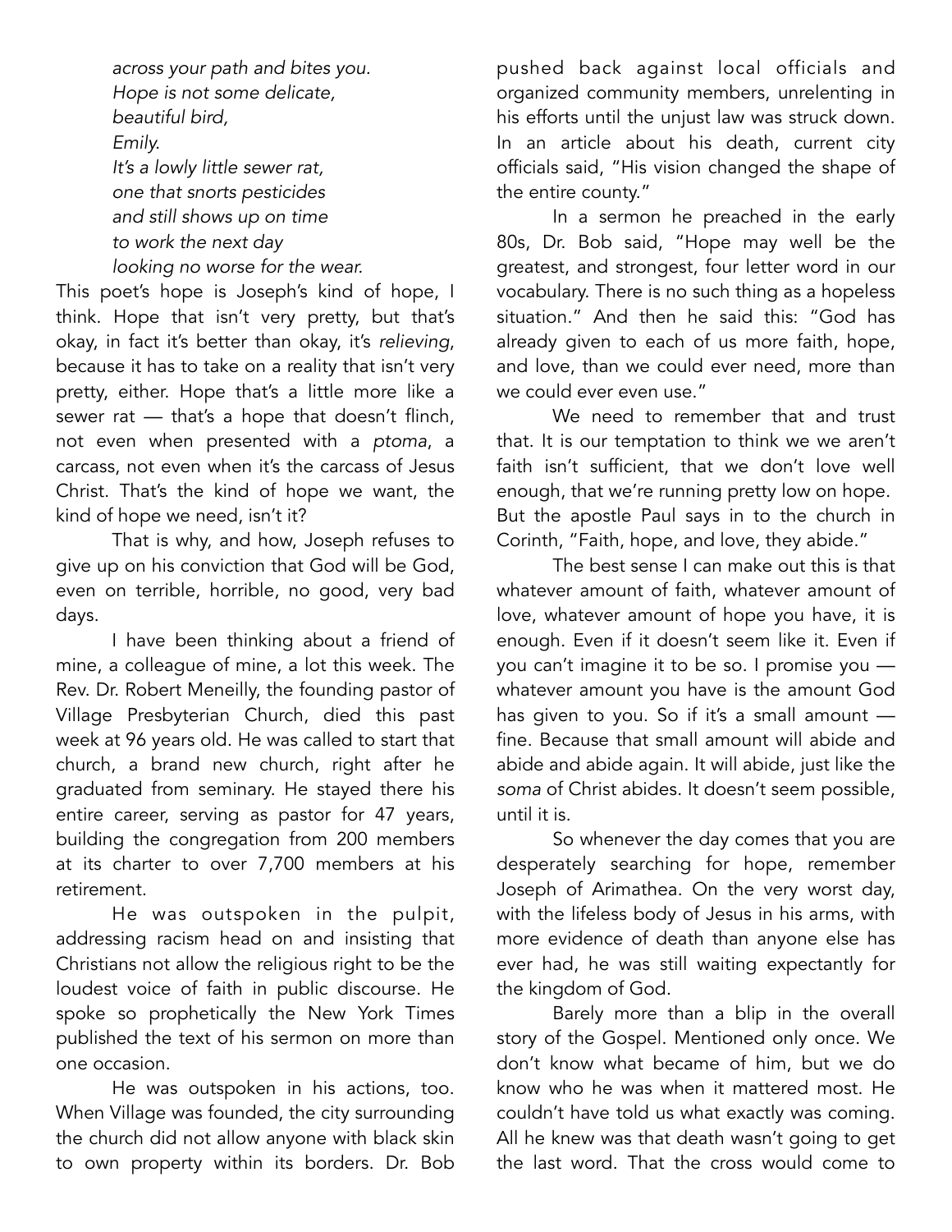*across your path and bites you.*
*Hope is not some delicate,*
*beautiful bird,*
*Emily.*
*It's a lowly little sewer rat,*
*one that snorts pesticides*
*and still shows up on time*
*to work the next day*
*looking no worse for the wear.*

This poet's hope is Joseph's kind of hope, I think. Hope that isn't very pretty, but that's okay, in fact it's better than okay, it's *relieving*, because it has to take on a reality that isn't very pretty, either. Hope that's a little more like a sewer rat — that's a hope that doesn't flinch, not even when presented with a *ptoma*, a carcass, not even when it's the carcass of Jesus Christ. That's the kind of hope we want, the kind of hope we need, isn't it?

That is why, and how, Joseph refuses to give up on his conviction that God will be God, even on terrible, horrible, no good, very bad days.

I have been thinking about a friend of mine, a colleague of mine, a lot this week. The Rev. Dr. Robert Meneilly, the founding pastor of Village Presbyterian Church, died this past week at 96 years old. He was called to start that church, a brand new church, right after he graduated from seminary. He stayed there his entire career, serving as pastor for 47 years, building the congregation from 200 members at its charter to over 7,700 members at his retirement.

He was outspoken in the pulpit, addressing racism head on and insisting that Christians not allow the religious right to be the loudest voice of faith in public discourse. He spoke so prophetically the New York Times published the text of his sermon on more than one occasion.

He was outspoken in his actions, too. When Village was founded, the city surrounding the church did not allow anyone with black skin to own property within its borders. Dr. Bob pushed back against local officials and organized community members, unrelenting in his efforts until the unjust law was struck down. In an article about his death, current city officials said, "His vision changed the shape of the entire county."

In a sermon he preached in the early 80s, Dr. Bob said, "Hope may well be the greatest, and strongest, four letter word in our vocabulary. There is no such thing as a hopeless situation." And then he said this: "God has already given to each of us more faith, hope, and love, than we could ever need, more than we could ever even use."

We need to remember that and trust that. It is our temptation to think we we aren't faith isn't sufficient, that we don't love well enough, that we're running pretty low on hope. But the apostle Paul says in to the church in Corinth, "Faith, hope, and love, they abide."

The best sense I can make out this is that whatever amount of faith, whatever amount of love, whatever amount of hope you have, it is enough. Even if it doesn't seem like it. Even if you can't imagine it to be so. I promise you — whatever amount you have is the amount God has given to you. So if it's a small amount — fine. Because that small amount will abide and abide and abide again. It will abide, just like the *soma* of Christ abides. It doesn't seem possible, until it is.

So whenever the day comes that you are desperately searching for hope, remember Joseph of Arimathea. On the very worst day, with the lifeless body of Jesus in his arms, with more evidence of death than anyone else has ever had, he was still waiting expectantly for the kingdom of God.

Barely more than a blip in the overall story of the Gospel. Mentioned only once. We don't know what became of him, but we do know who he was when it mattered most. He couldn't have told us what exactly was coming. All he knew was that death wasn't going to get the last word. That the cross would come to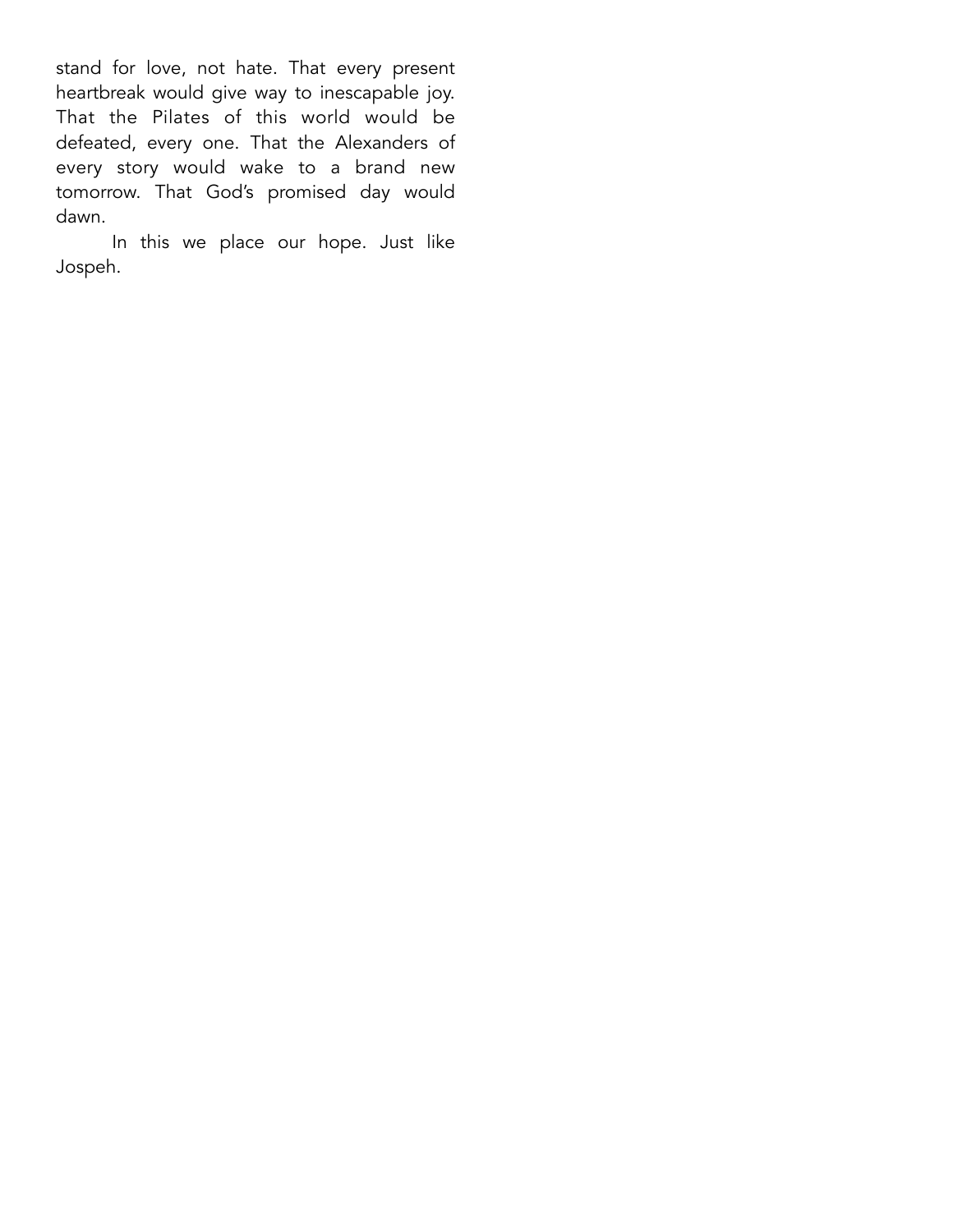stand for love, not hate. That every present heartbreak would give way to inescapable joy. That the Pilates of this world would be defeated, every one. That the Alexanders of every story would wake to a brand new tomorrow. That God's promised day would dawn.

In this we place our hope. Just like Jospeh.